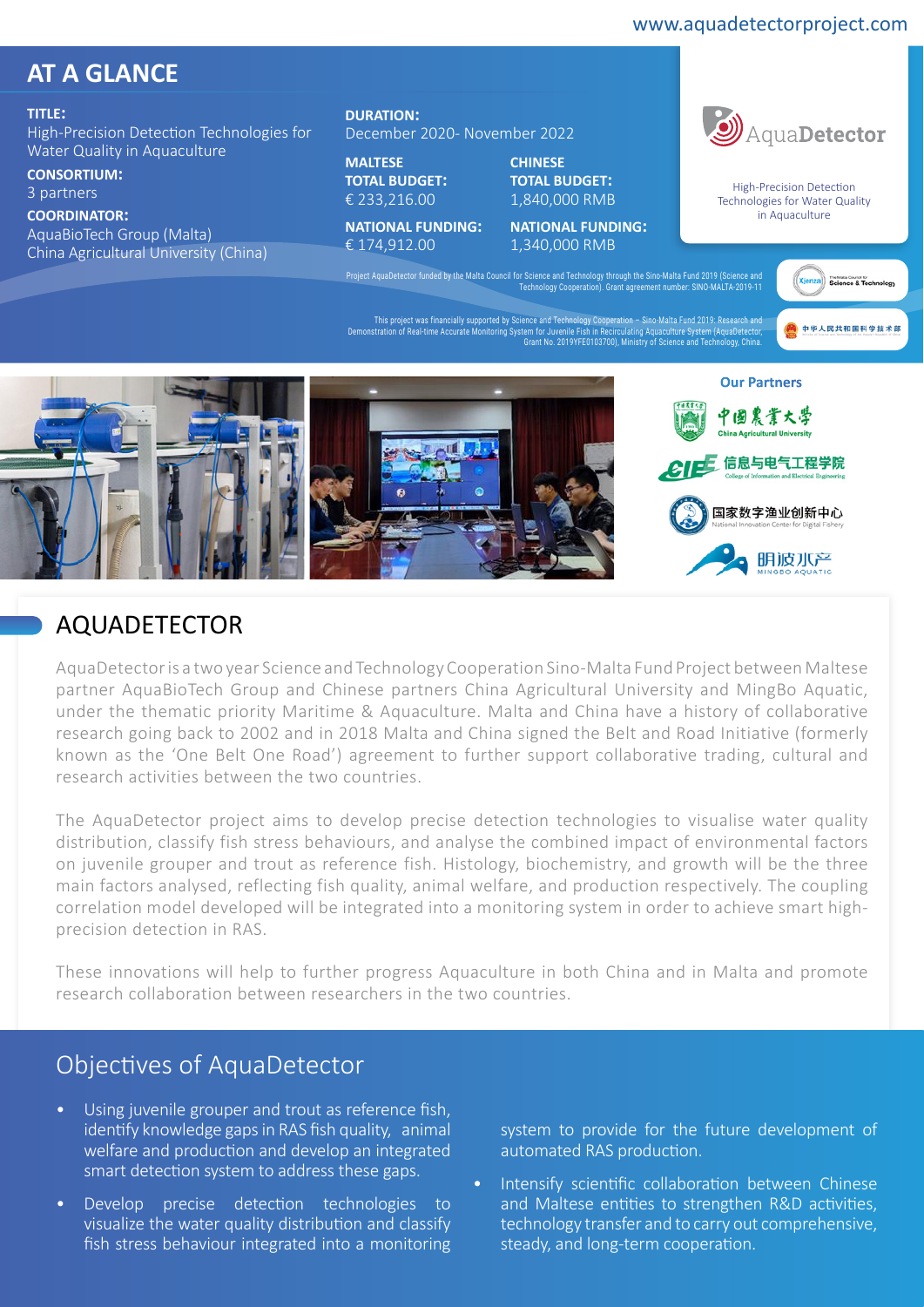www.aquadetectorproject.com

## AT A GLANCE

**TITLE:**
High-Precision Detection Technologies for Water Quality in Aquaculture

**CONSORTIUM:**
3 partners

**COORDINATOR:**
AquaBioTech Group (Malta)
China Agricultural University (China)

**DURATION:**
December 2020- November 2022

**MALTESE TOTAL BUDGET:**
€ 233,216.00

**CHINESE TOTAL BUDGET:**
1,840,000 RMB

**NATIONAL FUNDING:**
€ 174,912.00

**NATIONAL FUNDING:**
1,340,000 RMB

AquaDetector

High-Precision Detection Technologies for Water Quality in Aquaculture

Project AquaDetector funded by the Malta Council for Science and Technology through the Sino-Malta Fund 2019 (Science and Technology Cooperation). Grant agreement number: SINO-MALTA-2019-11

This project was financially supported by Science and Technology Cooperation – Sino-Malta Fund 2019: Research and Demonstration of Real-time Accurate Monitoring System for Juvenile Fish in Recirculating Aquaculture System (AquaDetector, Grant No. 2019YFE0103700), Ministry of Science and Technology, China.

**Our Partners**

中国农业大学 China Agricultural University

信息与电气工程学院 College of Information and Electrical Engineering

国家数字渔业创新中心 National Innovation Center for Digital Fishery

明波水产 MINGBO AQUATIC

## AQUADETECTOR

AquaDetector is a two year Science and Technology Cooperation Sino-Malta Fund Project between Maltese partner AquaBioTech Group and Chinese partners China Agricultural University and MingBo Aquatic, under the thematic priority Maritime & Aquaculture. Malta and China have a history of collaborative research going back to 2002 and in 2018 Malta and China signed the Belt and Road Initiative (formerly known as the 'One Belt One Road') agreement to further support collaborative trading, cultural and research activities between the two countries.

The AquaDetector project aims to develop precise detection technologies to visualise water quality distribution, classify fish stress behaviours, and analyse the combined impact of environmental factors on juvenile grouper and trout as reference fish. Histology, biochemistry, and growth will be the three main factors analysed, reflecting fish quality, animal welfare, and production respectively. The coupling correlation model developed will be integrated into a monitoring system in order to achieve smart high-precision detection in RAS.

These innovations will help to further progress Aquaculture in both China and in Malta and promote research collaboration between researchers in the two countries.

## Objectives of AquaDetector

- Using juvenile grouper and trout as reference fish, identify knowledge gaps in RAS fish quality, animal welfare and production and develop an integrated smart detection system to address these gaps.
- Develop precise detection technologies to visualize the water quality distribution and classify fish stress behaviour integrated into a monitoring system to provide for the future development of automated RAS production.
- Intensify scientific collaboration between Chinese and Maltese entities to strengthen R&D activities, technology transfer and to carry out comprehensive, steady, and long-term cooperation.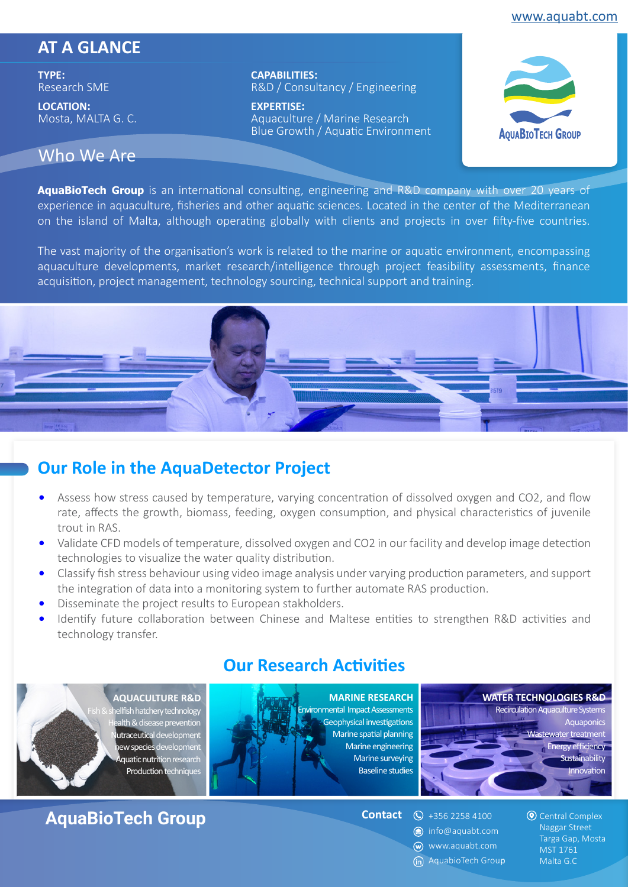www.aquabt.com

## AT A GLANCE

**TYPE:**
Research SME

**LOCATION:**
Mosta, MALTA G. C.

**CAPABILITIES:**
R&D / Consultancy / Engineering

**EXPERTISE:**
Aquaculture / Marine Research
Blue Growth / Aquatic Environment

AquaBioTech Group

## Who We Are

**AquaBioTech Group** is an international consulting, engineering and R&D company with over 20 years of experience in aquaculture, fisheries and other aquatic sciences. Located in the center of the Mediterranean on the island of Malta, although operating globally with clients and projects in over fifty-five countries.

The vast majority of the organisation's work is related to the marine or aquatic environment, encompassing aquaculture developments, market research/intelligence through project feasibility assessments, finance acquisition, project management, technology sourcing, technical support and training.

## Our Role in the AquaDetector Project

- Assess how stress caused by temperature, varying concentration of dissolved oxygen and CO2, and flow rate, affects the growth, biomass, feeding, oxygen consumption, and physical characteristics of juvenile trout in RAS.
- Validate CFD models of temperature, dissolved oxygen and CO2 in our facility and develop image detection technologies to visualize the water quality distribution.
- Classify fish stress behaviour using video image analysis under varying production parameters, and support the integration of data into a monitoring system to further automate RAS production.
- Disseminate the project results to European stakholders.
- Identify future collaboration between Chinese and Maltese entities to strengthen R&D activities and technology transfer.

## Our Research Activities

**AQUACULTURE R&D**
Fish & shellfish hatchery technology
Health & disease prevention
Nutraceutical development
New species development
Aquatic nutrition research
Production techniques

**MARINE RESEARCH**
Environmental Impact Assessments
Geophysical investigations
Marine spatial planning
Marine engineering
Marine surveying
Baseline studies

**WATER TECHNOLOGIES R&D**
Recirculation Aquaculture Systems
Aquaponics
Wastewater treatment
Energy efficiency
Sustainability
Innovation

## AquaBioTech Group

**Contact**

+356 2258 4100
info@aquabt.com
www.aquabt.com
AquabioTech Group

Central Complex
Naggar Street
Targa Gap, Mosta
MST 1761
Malta G.C